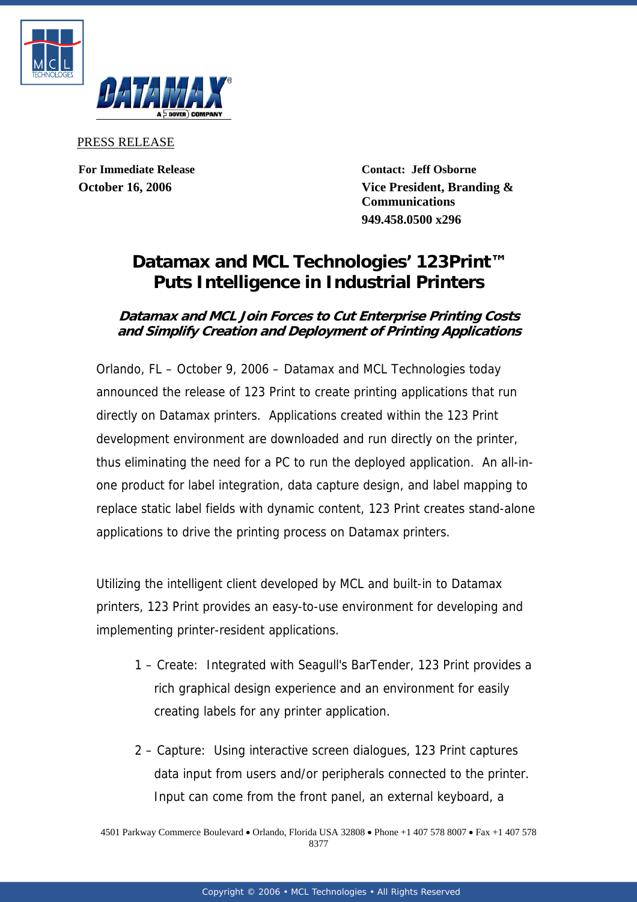PRESS RELEASE

**For Immediate Release**
**October 16, 2006**

**Contact: Jeff Osborne**
**Vice President, Branding & Communications**
**949.458.0500 x296**

# Datamax and MCL Technologies' 123Print™ Puts Intelligence in Industrial Printers

### *Datamax and MCL Join Forces to Cut Enterprise Printing Costs and Simplify Creation and Deployment of Printing Applications*

Orlando, FL – October 9, 2006 – Datamax and MCL Technologies today announced the release of 123 Print to create printing applications that run directly on Datamax printers. Applications created within the 123 Print development environment are downloaded and run directly on the printer, thus eliminating the need for a PC to run the deployed application. An all-in-one product for label integration, data capture design, and label mapping to replace static label fields with dynamic content, 123 Print creates stand-alone applications to drive the printing process on Datamax printers.

Utilizing the intelligent client developed by MCL and built-in to Datamax printers, 123 Print provides an easy-to-use environment for developing and implementing printer-resident applications.

1 – Create: Integrated with Seagull's BarTender, 123 Print provides a rich graphical design experience and an environment for easily creating labels for any printer application.

2 – Capture: Using interactive screen dialogues, 123 Print captures data input from users and/or peripherals connected to the printer. Input can come from the front panel, an external keyboard, a

4501 Parkway Commerce Boulevard • Orlando, Florida USA 32808 • Phone +1 407 578 8007 • Fax +1 407 578 8377

Copyright © 2006 • MCL Technologies • All Rights Reserved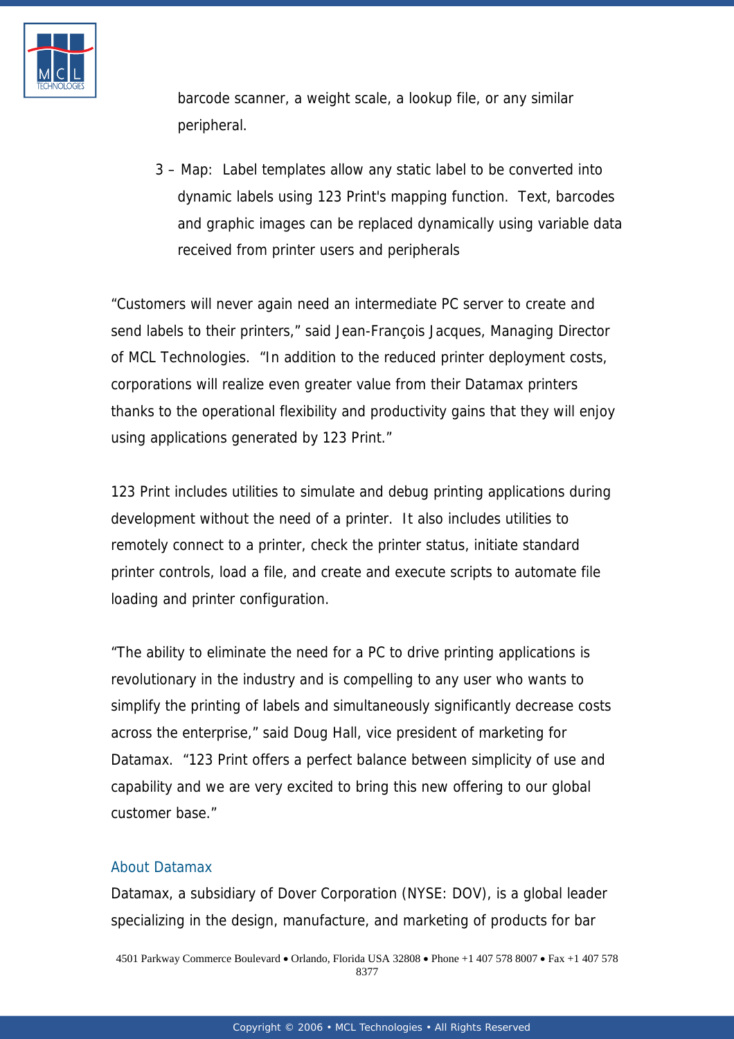barcode scanner, a weight scale, a lookup file, or any similar peripheral.

3 – Map: Label templates allow any static label to be converted into dynamic labels using 123 Print's mapping function. Text, barcodes and graphic images can be replaced dynamically using variable data received from printer users and peripherals

"Customers will never again need an intermediate PC server to create and send labels to their printers," said Jean-François Jacques, Managing Director of MCL Technologies. "In addition to the reduced printer deployment costs, corporations will realize even greater value from their Datamax printers thanks to the operational flexibility and productivity gains that they will enjoy using applications generated by 123 Print."

123 Print includes utilities to simulate and debug printing applications during development without the need of a printer. It also includes utilities to remotely connect to a printer, check the printer status, initiate standard printer controls, load a file, and create and execute scripts to automate file loading and printer configuration.

"The ability to eliminate the need for a PC to drive printing applications is revolutionary in the industry and is compelling to any user who wants to simplify the printing of labels and simultaneously significantly decrease costs across the enterprise," said Doug Hall, vice president of marketing for Datamax. "123 Print offers a perfect balance between simplicity of use and capability and we are very excited to bring this new offering to our global customer base."

## About Datamax

Datamax, a subsidiary of Dover Corporation (NYSE: DOV), is a global leader specializing in the design, manufacture, and marketing of products for bar

4501 Parkway Commerce Boulevard • Orlando, Florida USA 32808 • Phone +1 407 578 8007 • Fax +1 407 578 8377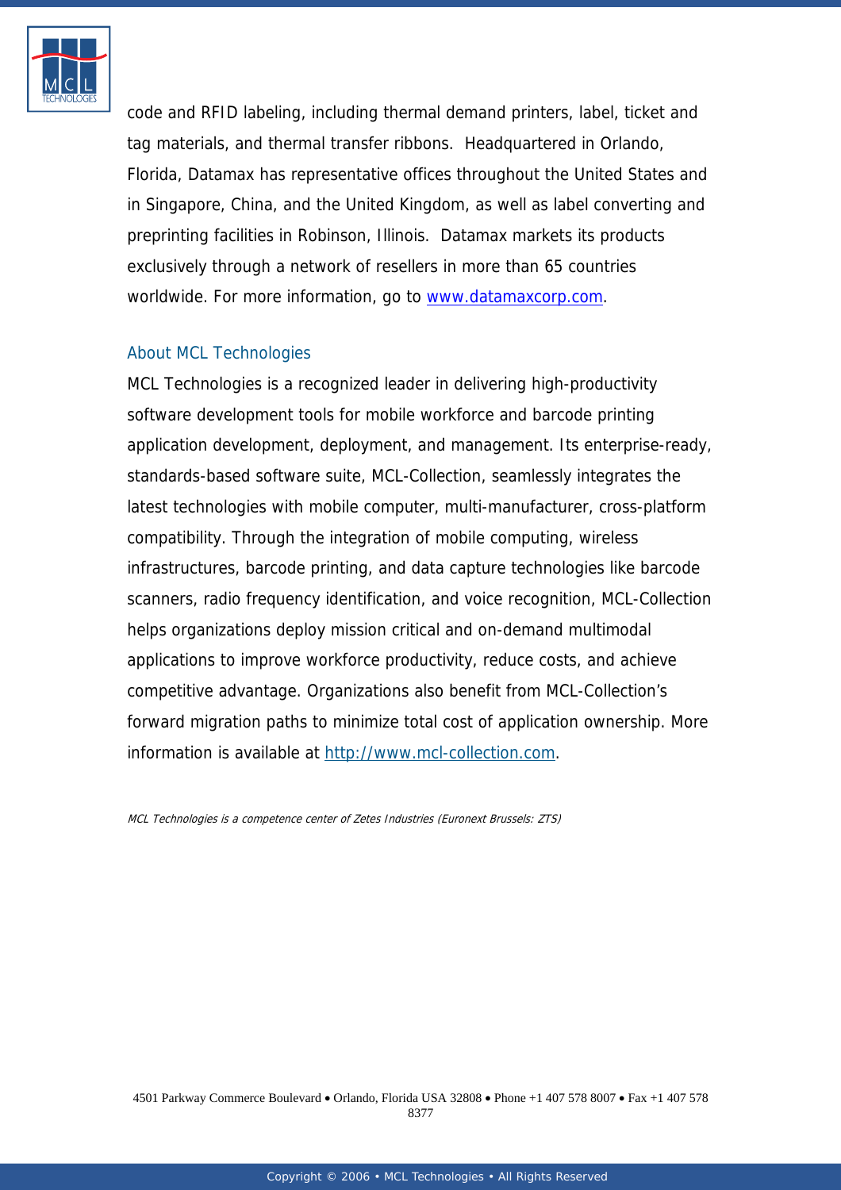code and RFID labeling, including thermal demand printers, label, ticket and tag materials, and thermal transfer ribbons. Headquartered in Orlando, Florida, Datamax has representative offices throughout the United States and in Singapore, China, and the United Kingdom, as well as label converting and preprinting facilities in Robinson, Illinois. Datamax markets its products exclusively through a network of resellers in more than 65 countries worldwide. For more information, go to [www.datamaxcorp.com](http://www.datamaxcorp.com).

## About MCL Technologies

MCL Technologies is a recognized leader in delivering high-productivity software development tools for mobile workforce and barcode printing application development, deployment, and management. Its enterprise-ready, standards-based software suite, MCL-Collection, seamlessly integrates the latest technologies with mobile computer, multi-manufacturer, cross-platform compatibility. Through the integration of mobile computing, wireless infrastructures, barcode printing, and data capture technologies like barcode scanners, radio frequency identification, and voice recognition, MCL-Collection helps organizations deploy mission critical and on-demand multimodal applications to improve workforce productivity, reduce costs, and achieve competitive advantage. Organizations also benefit from MCL-Collection's forward migration paths to minimize total cost of application ownership. More information is available at [http://www.mcl-collection.com](http://www.mcl-collection.com).

*MCL Technologies is a competence center of Zetes Industries (Euronext Brussels: ZTS)*

4501 Parkway Commerce Boulevard • Orlando, Florida USA 32808 • Phone +1 407 578 8007 • Fax +1 407 578 8377

Copyright © 2006 • MCL Technologies • All Rights Reserved